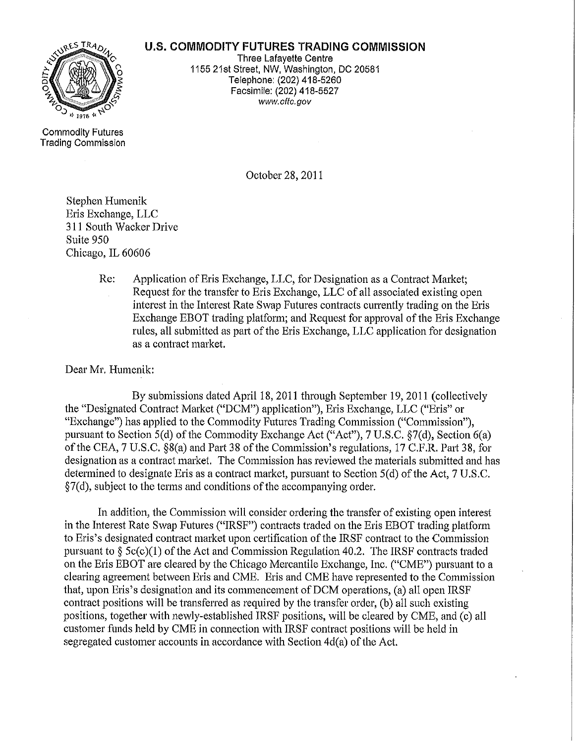**U.S. COMMODITY FUTURES TRADING COMMISSION**

Three Lafayette Centre
1155 21st Street, NW, Washington, DC 20581
Telephone: (202) 418-5260
Facsimile: (202) 418-5527
www.cftc.gov

Commodity Futures Trading Commission

October 28, 2011

Stephen Humenik
Eris Exchange, LLC
311 South Wacker Drive
Suite 950
Chicago, IL 60606

Re: Application of Eris Exchange, LLC, for Designation as a Contract Market; Request for the transfer to Eris Exchange, LLC of all associated existing open interest in the Interest Rate Swap Futures contracts currently trading on the Eris Exchange EBOT trading platform; and Request for approval of the Eris Exchange rules, all submitted as part of the Eris Exchange, LLC application for designation as a contract market.

Dear Mr. Humenik:

By submissions dated April 18, 2011 through September 19, 2011 (collectively the "Designated Contract Market ("DCM") application"), Eris Exchange, LLC ("Eris" or "Exchange") has applied to the Commodity Futures Trading Commission ("Commission"), pursuant to Section 5(d) of the Commodity Exchange Act ("Act"), 7 U.S.C. §7(d), Section 6(a) of the CEA, 7 U.S.C. §8(a) and Part 38 of the Commission's regulations, 17 C.F.R. Part 38, for designation as a contract market. The Commission has reviewed the materials submitted and has determined to designate Eris as a contract market, pursuant to Section 5(d) of the Act, 7 U.S.C. §7(d), subject to the terms and conditions of the accompanying order.

In addition, the Commission will consider ordering the transfer of existing open interest in the Interest Rate Swap Futures ("IRSF") contracts traded on the Eris EBOT trading platform to Eris's designated contract market upon certification of the IRSF contract to the Commission pursuant to § 5c(c)(1) of the Act and Commission Regulation 40.2. The IRSF contracts traded on the Eris EBOT are cleared by the Chicago Mercantile Exchange, Inc. ("CME") pursuant to a clearing agreement between Eris and CME. Eris and CME have represented to the Commission that, upon Eris's designation and its commencement of DCM operations, (a) all open IRSF contract positions will be transferred as required by the transfer order, (b) all such existing positions, together with newly-established IRSF positions, will be cleared by CME, and (c) all customer funds held by CME in connection with IRSF contract positions will be held in segregated customer accounts in accordance with Section 4d(a) of the Act.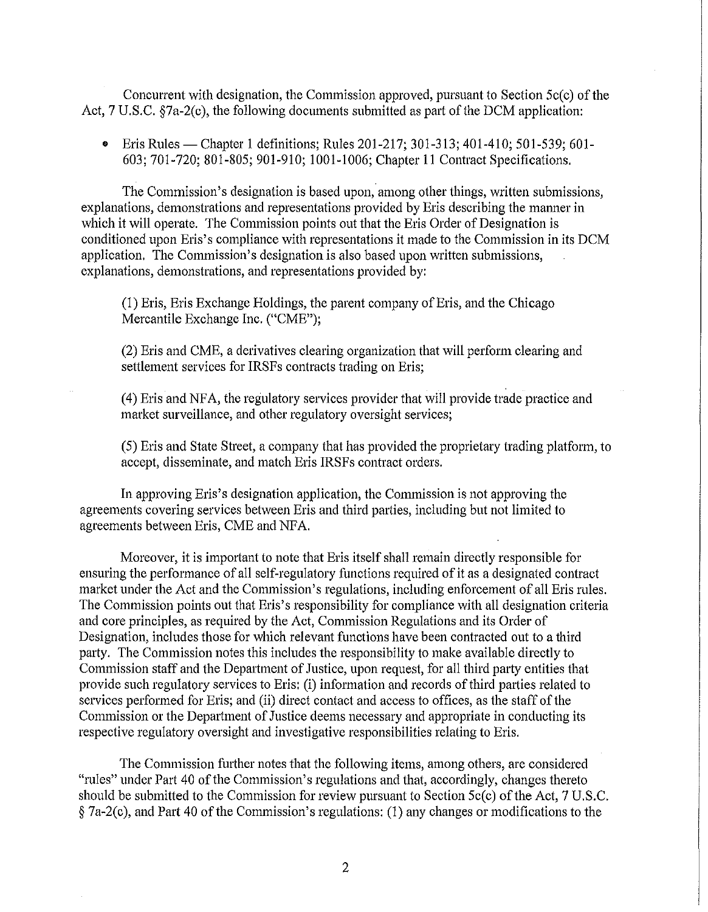Concurrent with designation, the Commission approved, pursuant to Section 5c(c) of the Act, 7 U.S.C. §7a-2(c), the following documents submitted as part of the DCM application:

- Eris Rules — Chapter 1 definitions; Rules 201-217; 301-313; 401-410; 501-539; 601-603; 701-720; 801-805; 901-910; 1001-1006; Chapter 11 Contract Specifications.

The Commission's designation is based upon, among other things, written submissions, explanations, demonstrations and representations provided by Eris describing the manner in which it will operate. The Commission points out that the Eris Order of Designation is conditioned upon Eris's compliance with representations it made to the Commission in its DCM application. The Commission's designation is also based upon written submissions, explanations, demonstrations, and representations provided by:

(1) Eris, Eris Exchange Holdings, the parent company of Eris, and the Chicago Mercantile Exchange Inc. ("CME");

(2) Eris and CME, a derivatives clearing organization that will perform clearing and settlement services for IRSFs contracts trading on Eris;

(4) Eris and NFA, the regulatory services provider that will provide trade practice and market surveillance, and other regulatory oversight services;

(5) Eris and State Street, a company that has provided the proprietary trading platform, to accept, disseminate, and match Eris IRSFs contract orders.

In approving Eris's designation application, the Commission is not approving the agreements covering services between Eris and third parties, including but not limited to agreements between Eris, CME and NFA.

Moreover, it is important to note that Eris itself shall remain directly responsible for ensuring the performance of all self-regulatory functions required of it as a designated contract market under the Act and the Commission's regulations, including enforcement of all Eris rules. The Commission points out that Eris's responsibility for compliance with all designation criteria and core principles, as required by the Act, Commission Regulations and its Order of Designation, includes those for which relevant functions have been contracted out to a third party. The Commission notes this includes the responsibility to make available directly to Commission staff and the Department of Justice, upon request, for all third party entities that provide such regulatory services to Eris: (i) information and records of third parties related to services performed for Eris; and (ii) direct contact and access to offices, as the staff of the Commission or the Department of Justice deems necessary and appropriate in conducting its respective regulatory oversight and investigative responsibilities relating to Eris.

The Commission further notes that the following items, among others, are considered "rules" under Part 40 of the Commission's regulations and that, accordingly, changes thereto should be submitted to the Commission for review pursuant to Section 5c(c) of the Act, 7 U.S.C. § 7a-2(c), and Part 40 of the Commission's regulations: (1) any changes or modifications to the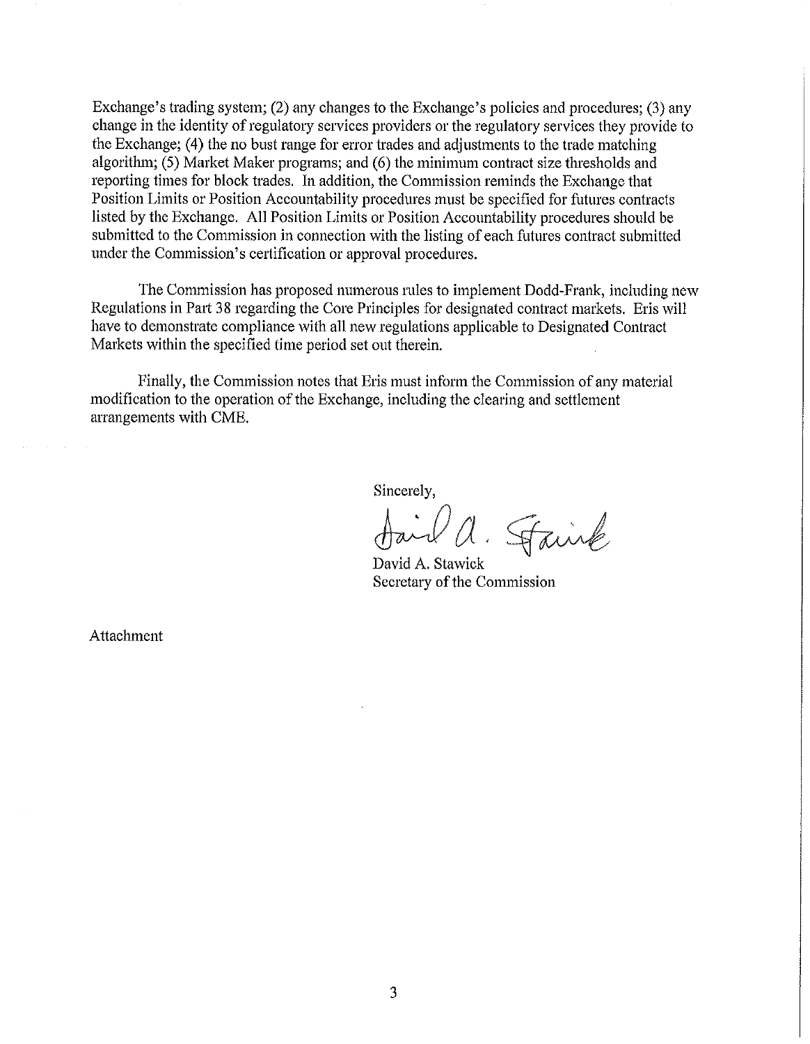Exchange's trading system; (2) any changes to the Exchange's policies and procedures; (3) any change in the identity of regulatory services providers or the regulatory services they provide to the Exchange; (4) the no bust range for error trades and adjustments to the trade matching algorithm; (5) Market Maker programs; and (6) the minimum contract size thresholds and reporting times for block trades. In addition, the Commission reminds the Exchange that Position Limits or Position Accountability procedures must be specified for futures contracts listed by the Exchange. All Position Limits or Position Accountability procedures should be submitted to the Commission in connection with the listing of each futures contract submitted under the Commission's certification or approval procedures.

The Commission has proposed numerous rules to implement Dodd-Frank, including new Regulations in Part 38 regarding the Core Principles for designated contract markets. Eris will have to demonstrate compliance with all new regulations applicable to Designated Contract Markets within the specified time period set out therein.

Finally, the Commission notes that Eris must inform the Commission of any material modification to the operation of the Exchange, including the clearing and settlement arrangements with CME.

Sincerely,

David A. Stawick
Secretary of the Commission

Attachment